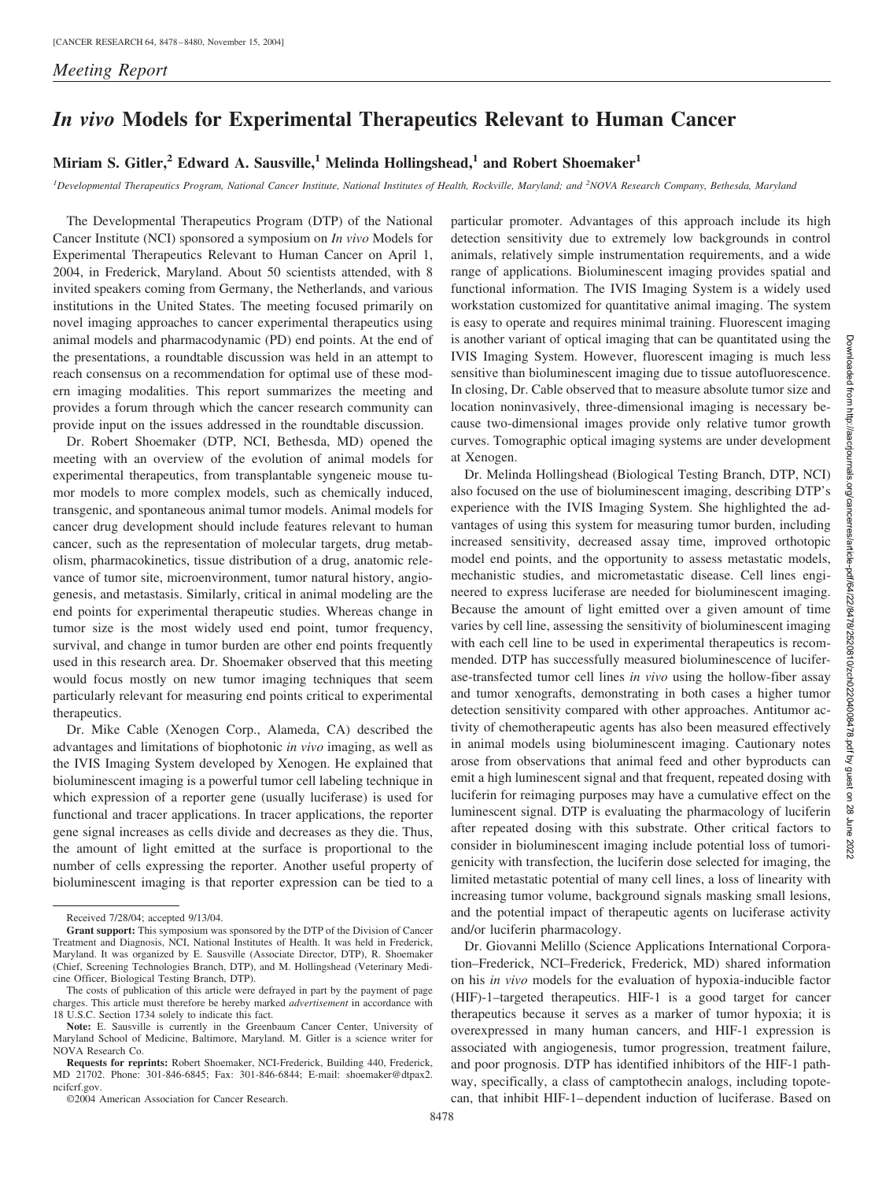*Meeting Report*

# *In vivo* Models for Experimental Therapeutics Relevant to Human Cancer

**Miriam S. Gitler,[2] Edward A. Sausville,[1] Melinda Hollingshead,[1] and Robert Shoemaker[1]**

[1]*Developmental Therapeutics Program, National Cancer Institute, National Institutes of Health, Rockville, Maryland; and* [2]*NOVA Research Company, Bethesda, Maryland*

The Developmental Therapeutics Program (DTP) of the National Cancer Institute (NCI) sponsored a symposium on *In vivo* Models for Experimental Therapeutics Relevant to Human Cancer on April 1, 2004, in Frederick, Maryland. About 50 scientists attended, with 8 invited speakers coming from Germany, the Netherlands, and various institutions in the United States. The meeting focused primarily on novel imaging approaches to cancer experimental therapeutics using animal models and pharmacodynamic (PD) end points. At the end of the presentations, a roundtable discussion was held in an attempt to reach consensus on a recommendation for optimal use of these modern imaging modalities. This report summarizes the meeting and provides a forum through which the cancer research community can provide input on the issues addressed in the roundtable discussion.

Dr. Robert Shoemaker (DTP, NCI, Bethesda, MD) opened the meeting with an overview of the evolution of animal models for experimental therapeutics, from transplantable syngeneic mouse tumor models to more complex models, such as chemically induced, transgenic, and spontaneous animal tumor models. Animal models for cancer drug development should include features relevant to human cancer, such as the representation of molecular targets, drug metabolism, pharmacokinetics, tissue distribution of a drug, anatomic relevance of tumor site, microenvironment, tumor natural history, angiogenesis, and metastasis. Similarly, critical in animal modeling are the end points for experimental therapeutic studies. Whereas change in tumor size is the most widely used end point, tumor frequency, survival, and change in tumor burden are other end points frequently used in this research area. Dr. Shoemaker observed that this meeting would focus mostly on new tumor imaging techniques that seem particularly relevant for measuring end points critical to experimental therapeutics.

Dr. Mike Cable (Xenogen Corp., Alameda, CA) described the advantages and limitations of biophotonic *in vivo* imaging, as well as the IVIS Imaging System developed by Xenogen. He explained that bioluminescent imaging is a powerful tumor cell labeling technique in which expression of a reporter gene (usually luciferase) is used for functional and tracer applications. In tracer applications, the reporter gene signal increases as cells divide and decreases as they die. Thus, the amount of light emitted at the surface is proportional to the number of cells expressing the reporter. Another useful property of bioluminescent imaging is that reporter expression can be tied to a particular promoter. Advantages of this approach include its high detection sensitivity due to extremely low backgrounds in control animals, relatively simple instrumentation requirements, and a wide range of applications. Bioluminescent imaging provides spatial and functional information. The IVIS Imaging System is a widely used workstation customized for quantitative animal imaging. The system is easy to operate and requires minimal training. Fluorescent imaging is another variant of optical imaging that can be quantitated using the IVIS Imaging System. However, fluorescent imaging is much less sensitive than bioluminescent imaging due to tissue autofluorescence. In closing, Dr. Cable observed that to measure absolute tumor size and location noninvasively, three-dimensional imaging is necessary because two-dimensional images provide only relative tumor growth curves. Tomographic optical imaging systems are under development at Xenogen.

Dr. Melinda Hollingshead (Biological Testing Branch, DTP, NCI) also focused on the use of bioluminescent imaging, describing DTP's experience with the IVIS Imaging System. She highlighted the advantages of using this system for measuring tumor burden, including increased sensitivity, decreased assay time, improved orthotopic model end points, and the opportunity to assess metastatic models, mechanistic studies, and micrometastatic disease. Cell lines engineered to express luciferase are needed for bioluminescent imaging. Because the amount of light emitted over a given amount of time varies by cell line, assessing the sensitivity of bioluminescent imaging with each cell line to be used in experimental therapeutics is recommended. DTP has successfully measured bioluminescence of luciferase-transfected tumor cell lines *in vivo* using the hollow-fiber assay and tumor xenografts, demonstrating in both cases a higher tumor detection sensitivity compared with other approaches. Antitumor activity of chemotherapeutic agents has also been measured effectively in animal models using bioluminescent imaging. Cautionary notes arose from observations that animal feed and other byproducts can emit a high luminescent signal and that frequent, repeated dosing with luciferin for reimaging purposes may have a cumulative effect on the luminescent signal. DTP is evaluating the pharmacology of luciferin after repeated dosing with this substrate. Other critical factors to consider in bioluminescent imaging include potential loss of tumorigenicity with transfection, the luciferin dose selected for imaging, the limited metastatic potential of many cell lines, a loss of linearity with increasing tumor volume, background signals masking small lesions, and the potential impact of therapeutic agents on luciferase activity and/or luciferin pharmacology.

Dr. Giovanni Melillo (Science Applications International Corporation–Frederick, NCI–Frederick, Frederick, MD) shared information on his *in vivo* models for the evaluation of hypoxia-inducible factor (HIF)-1–targeted therapeutics. HIF-1 is a good target for cancer therapeutics because it serves as a marker of tumor hypoxia; it is overexpressed in many human cancers, and HIF-1 expression is associated with angiogenesis, tumor progression, treatment failure, and poor prognosis. DTP has identified inhibitors of the HIF-1 pathway, specifically, a class of camptothecin analogs, including topotecan, that inhibit HIF-1–dependent induction of luciferase. Based on

---

Received 7/28/04; accepted 9/13/04.

**Grant support:** This symposium was sponsored by the DTP of the Division of Cancer Treatment and Diagnosis, NCI, National Institutes of Health. It was held in Frederick, Maryland. It was organized by E. Sausville (Associate Director, DTP), R. Shoemaker (Chief, Screening Technologies Branch, DTP), and M. Hollingshead (Veterinary Medicine Officer, Biological Testing Branch, DTP).

The costs of publication of this article were defrayed in part by the payment of page charges. This article must therefore be hereby marked *advertisement* in accordance with 18 U.S.C. Section 1734 solely to indicate this fact.

**Note:** E. Sausville is currently in the Greenbaum Cancer Center, University of Maryland School of Medicine, Baltimore, Maryland. M. Gitler is a science writer for NOVA Research Co.

**Requests for reprints:** Robert Shoemaker, NCI-Frederick, Building 440, Frederick, MD 21702. Phone: 301-846-6845; Fax: 301-846-6844; E-mail: shoemaker@dtpax2.ncifcrf.gov.

©2004 American Association for Cancer Research.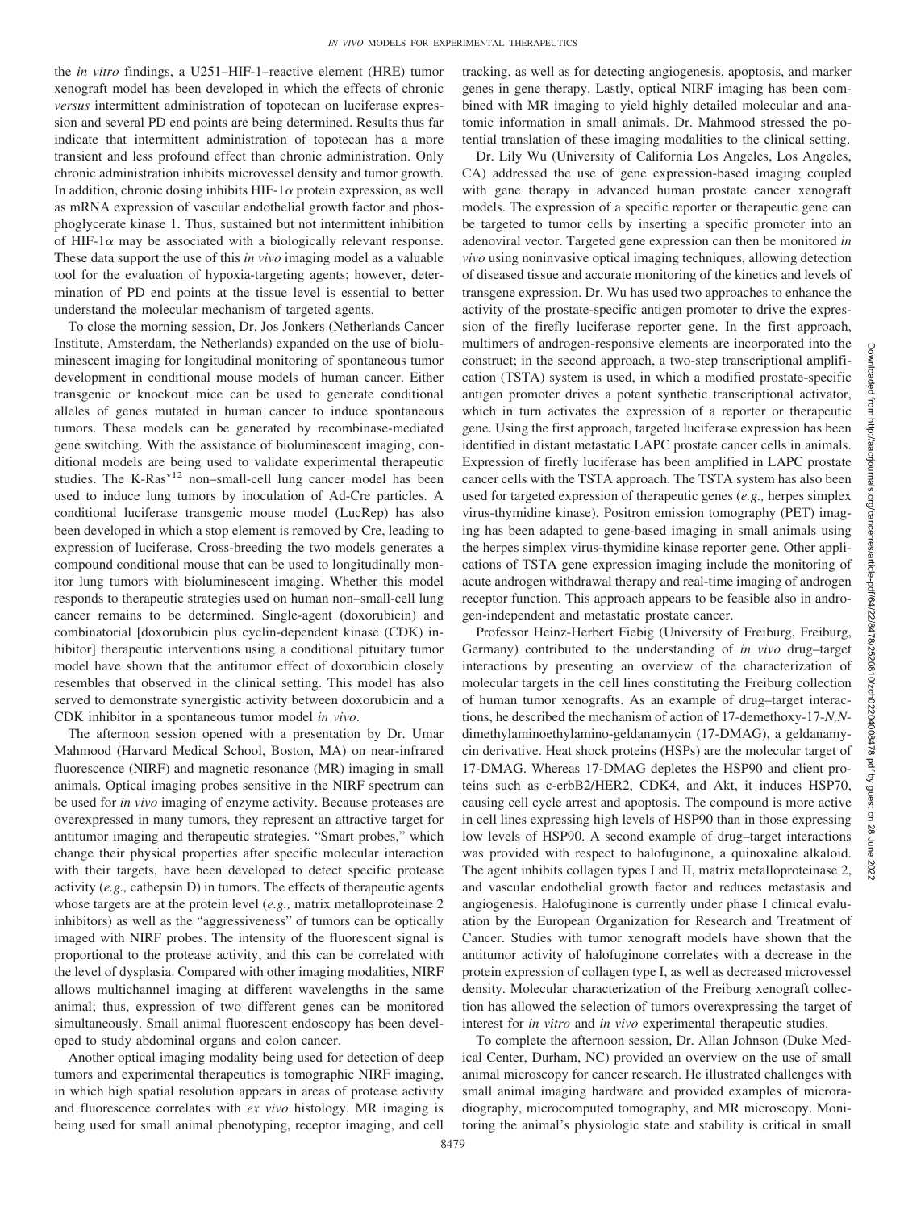the *in vitro* findings, a U251–HIF-1–reactive element (HRE) tumor xenograft model has been developed in which the effects of chronic *versus* intermittent administration of topotecan on luciferase expression and several PD end points are being determined. Results thus far indicate that intermittent administration of topotecan has a more transient and less profound effect than chronic administration. Only chronic administration inhibits microvessel density and tumor growth. In addition, chronic dosing inhibits HIF-1$\alpha$ protein expression, as well as mRNA expression of vascular endothelial growth factor and phosphoglycerate kinase 1. Thus, sustained but not intermittent inhibition of HIF-1$\alpha$ may be associated with a biologically relevant response. These data support the use of this *in vivo* imaging model as a valuable tool for the evaluation of hypoxia-targeting agents; however, determination of PD end points at the tissue level is essential to better understand the molecular mechanism of targeted agents.

To close the morning session, Dr. Jos Jonkers (Netherlands Cancer Institute, Amsterdam, the Netherlands) expanded on the use of bioluminescent imaging for longitudinal monitoring of spontaneous tumor development in conditional mouse models of human cancer. Either transgenic or knockout mice can be used to generate conditional alleles of genes mutated in human cancer to induce spontaneous tumors. These models can be generated by recombinase-mediated gene switching. With the assistance of bioluminescent imaging, conditional models are being used to validate experimental therapeutic studies. The K-Ras$^{v12}$ non–small-cell lung cancer model has been used to induce lung tumors by inoculation of Ad-Cre particles. A conditional luciferase transgenic mouse model (LucRep) has also been developed in which a stop element is removed by Cre, leading to expression of luciferase. Cross-breeding the two models generates a compound conditional mouse that can be used to longitudinally monitor lung tumors with bioluminescent imaging. Whether this model responds to therapeutic strategies used on human non–small-cell lung cancer remains to be determined. Single-agent (doxorubicin) and combinatorial [doxorubicin plus cyclin-dependent kinase (CDK) inhibitor] therapeutic interventions using a conditional pituitary tumor model have shown that the antitumor effect of doxorubicin closely resembles that observed in the clinical setting. This model has also served to demonstrate synergistic activity between doxorubicin and a CDK inhibitor in a spontaneous tumor model *in vivo*.

The afternoon session opened with a presentation by Dr. Umar Mahmood (Harvard Medical School, Boston, MA) on near-infrared fluorescence (NIRF) and magnetic resonance (MR) imaging in small animals. Optical imaging probes sensitive in the NIRF spectrum can be used for *in vivo* imaging of enzyme activity. Because proteases are overexpressed in many tumors, they represent an attractive target for antitumor imaging and therapeutic strategies. "Smart probes," which change their physical properties after specific molecular interaction with their targets, have been developed to detect specific protease activity (*e.g.,* cathepsin D) in tumors. The effects of therapeutic agents whose targets are at the protein level (*e.g.,* matrix metalloproteinase 2 inhibitors) as well as the "aggressiveness" of tumors can be optically imaged with NIRF probes. The intensity of the fluorescent signal is proportional to the protease activity, and this can be correlated with the level of dysplasia. Compared with other imaging modalities, NIRF allows multichannel imaging at different wavelengths in the same animal; thus, expression of two different genes can be monitored simultaneously. Small animal fluorescent endoscopy has been developed to study abdominal organs and colon cancer.

Another optical imaging modality being used for detection of deep tumors and experimental therapeutics is tomographic NIRF imaging, in which high spatial resolution appears in areas of protease activity and fluorescence correlates with *ex vivo* histology. MR imaging is being used for small animal phenotyping, receptor imaging, and cell tracking, as well as for detecting angiogenesis, apoptosis, and marker genes in gene therapy. Lastly, optical NIRF imaging has been combined with MR imaging to yield highly detailed molecular and anatomic information in small animals. Dr. Mahmood stressed the potential translation of these imaging modalities to the clinical setting.

Dr. Lily Wu (University of California Los Angeles, Los Angeles, CA) addressed the use of gene expression-based imaging coupled with gene therapy in advanced human prostate cancer xenograft models. The expression of a specific reporter or therapeutic gene can be targeted to tumor cells by inserting a specific promoter into an adenoviral vector. Targeted gene expression can then be monitored *in vivo* using noninvasive optical imaging techniques, allowing detection of diseased tissue and accurate monitoring of the kinetics and levels of transgene expression. Dr. Wu has used two approaches to enhance the activity of the prostate-specific antigen promoter to drive the expression of the firefly luciferase reporter gene. In the first approach, multimers of androgen-responsive elements are incorporated into the construct; in the second approach, a two-step transcriptional amplification (TSTA) system is used, in which a modified prostate-specific antigen promoter drives a potent synthetic transcriptional activator, which in turn activates the expression of a reporter or therapeutic gene. Using the first approach, targeted luciferase expression has been identified in distant metastatic LAPC prostate cancer cells in animals. Expression of firefly luciferase has been amplified in LAPC prostate cancer cells with the TSTA approach. The TSTA system has also been used for targeted expression of therapeutic genes (*e.g.,* herpes simplex virus-thymidine kinase). Positron emission tomography (PET) imaging has been adapted to gene-based imaging in small animals using the herpes simplex virus-thymidine kinase reporter gene. Other applications of TSTA gene expression imaging include the monitoring of acute androgen withdrawal therapy and real-time imaging of androgen receptor function. This approach appears to be feasible also in androgen-independent and metastatic prostate cancer.

Professor Heinz-Herbert Fiebig (University of Freiburg, Freiburg, Germany) contributed to the understanding of *in vivo* drug–target interactions by presenting an overview of the characterization of molecular targets in the cell lines constituting the Freiburg collection of human tumor xenografts. As an example of drug–target interactions, he described the mechanism of action of 17-demethoxy-17-*N,N*-dimethylaminoethylamino-geldanamycin (17-DMAG), a geldanamycin derivative. Heat shock proteins (HSPs) are the molecular target of 17-DMAG. Whereas 17-DMAG depletes the HSP90 and client proteins such as c-erbB2/HER2, CDK4, and Akt, it induces HSP70, causing cell cycle arrest and apoptosis. The compound is more active in cell lines expressing high levels of HSP90 than in those expressing low levels of HSP90. A second example of drug–target interactions was provided with respect to halofuginone, a quinoxaline alkaloid. The agent inhibits collagen types I and II, matrix metalloproteinase 2, and vascular endothelial growth factor and reduces metastasis and angiogenesis. Halofuginone is currently under phase I clinical evaluation by the European Organization for Research and Treatment of Cancer. Studies with tumor xenograft models have shown that the antitumor activity of halofuginone correlates with a decrease in the protein expression of collagen type I, as well as decreased microvessel density. Molecular characterization of the Freiburg xenograft collection has allowed the selection of tumors overexpressing the target of interest for *in vitro* and *in vivo* experimental therapeutic studies.

To complete the afternoon session, Dr. Allan Johnson (Duke Medical Center, Durham, NC) provided an overview on the use of small animal microscopy for cancer research. He illustrated challenges with small animal imaging hardware and provided examples of microradiography, microcomputed tomography, and MR microscopy. Monitoring the animal's physiologic state and stability is critical in small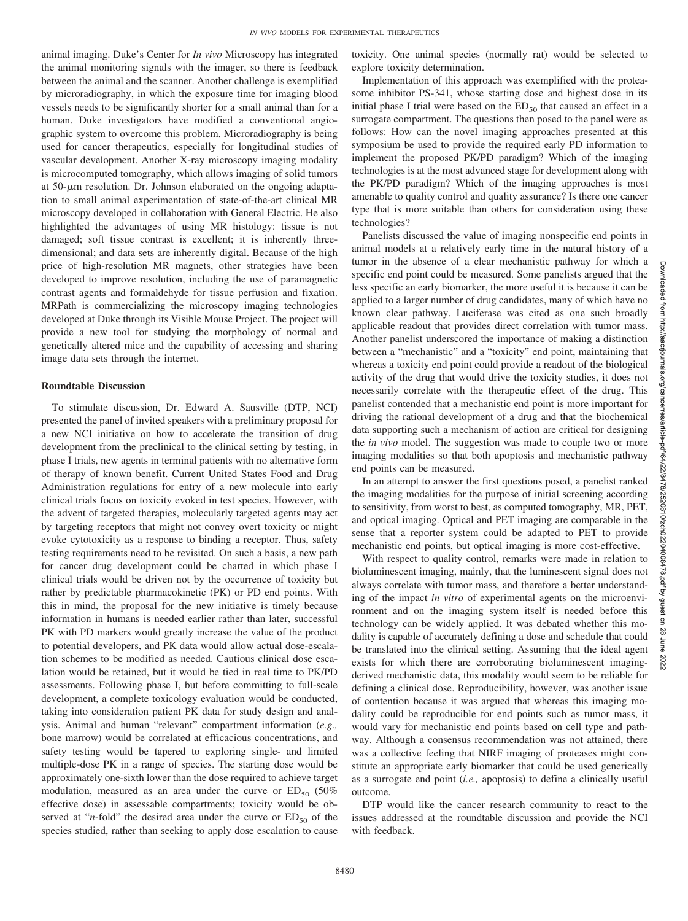animal imaging. Duke's Center for *In vivo* Microscopy has integrated the animal monitoring signals with the imager, so there is feedback between the animal and the scanner. Another challenge is exemplified by microradiography, in which the exposure time for imaging blood vessels needs to be significantly shorter for a small animal than for a human. Duke investigators have modified a conventional angiographic system to overcome this problem. Microradiography is being used for cancer therapeutics, especially for longitudinal studies of vascular development. Another X-ray microscopy imaging modality is microcomputed tomography, which allows imaging of solid tumors at 50-$\mu$m resolution. Dr. Johnson elaborated on the ongoing adaptation to small animal experimentation of state-of-the-art clinical MR microscopy developed in collaboration with General Electric. He also highlighted the advantages of using MR histology: tissue is not damaged; soft tissue contrast is excellent; it is inherently three-dimensional; and data sets are inherently digital. Because of the high price of high-resolution MR magnets, other strategies have been developed to improve resolution, including the use of paramagnetic contrast agents and formaldehyde for tissue perfusion and fixation. MRPath is commercializing the microscopy imaging technologies developed at Duke through its Visible Mouse Project. The project will provide a new tool for studying the morphology of normal and genetically altered mice and the capability of accessing and sharing image data sets through the internet.

## Roundtable Discussion

To stimulate discussion, Dr. Edward A. Sausville (DTP, NCI) presented the panel of invited speakers with a preliminary proposal for a new NCI initiative on how to accelerate the transition of drug development from the preclinical to the clinical setting by testing, in phase I trials, new agents in terminal patients with no alternative form of therapy of known benefit. Current United States Food and Drug Administration regulations for entry of a new molecule into early clinical trials focus on toxicity evoked in test species. However, with the advent of targeted therapies, molecularly targeted agents may act by targeting receptors that might not convey overt toxicity or might evoke cytotoxicity as a response to binding a receptor. Thus, safety testing requirements need to be revisited. On such a basis, a new path for cancer drug development could be charted in which phase I clinical trials would be driven not by the occurrence of toxicity but rather by predictable pharmacokinetic (PK) or PD end points. With this in mind, the proposal for the new initiative is timely because information in humans is needed earlier rather than later, successful PK with PD markers would greatly increase the value of the product to potential developers, and PK data would allow actual dose-escalation schemes to be modified as needed. Cautious clinical dose escalation would be retained, but it would be tied in real time to PK/PD assessments. Following phase I, but before committing to full-scale development, a complete toxicology evaluation would be conducted, taking into consideration patient PK data for study design and analysis. Animal and human "relevant" compartment information (*e.g.,* bone marrow) would be correlated at efficacious concentrations, and safety testing would be tapered to exploring single- and limited multiple-dose PK in a range of species. The starting dose would be approximately one-sixth lower than the dose required to achieve target modulation, measured as an area under the curve or $ED_{50}$ (50% effective dose) in assessable compartments; toxicity would be observed at "*n*-fold" the desired area under the curve or $ED_{50}$ of the species studied, rather than seeking to apply dose escalation to cause toxicity. One animal species (normally rat) would be selected to explore toxicity determination.

Implementation of this approach was exemplified with the proteasome inhibitor PS-341, whose starting dose and highest dose in its initial phase I trial were based on the $ED_{50}$ that caused an effect in a surrogate compartment. The questions then posed to the panel were as follows: How can the novel imaging approaches presented at this symposium be used to provide the required early PD information to implement the proposed PK/PD paradigm? Which of the imaging technologies is at the most advanced stage for development along with the PK/PD paradigm? Which of the imaging approaches is most amenable to quality control and quality assurance? Is there one cancer type that is more suitable than others for consideration using these technologies?

Panelists discussed the value of imaging nonspecific end points in animal models at a relatively early time in the natural history of a tumor in the absence of a clear mechanistic pathway for which a specific end point could be measured. Some panelists argued that the less specific an early biomarker, the more useful it is because it can be applied to a larger number of drug candidates, many of which have no known clear pathway. Luciferase was cited as one such broadly applicable readout that provides direct correlation with tumor mass. Another panelist underscored the importance of making a distinction between a "mechanistic" and a "toxicity" end point, maintaining that whereas a toxicity end point could provide a readout of the biological activity of the drug that would drive the toxicity studies, it does not necessarily correlate with the therapeutic effect of the drug. This panelist contended that a mechanistic end point is more important for driving the rational development of a drug and that the biochemical data supporting such a mechanism of action are critical for designing the *in vivo* model. The suggestion was made to couple two or more imaging modalities so that both apoptosis and mechanistic pathway end points can be measured.

In an attempt to answer the first questions posed, a panelist ranked the imaging modalities for the purpose of initial screening according to sensitivity, from worst to best, as computed tomography, MR, PET, and optical imaging. Optical and PET imaging are comparable in the sense that a reporter system could be adapted to PET to provide mechanistic end points, but optical imaging is more cost-effective.

With respect to quality control, remarks were made in relation to bioluminescent imaging, mainly, that the luminescent signal does not always correlate with tumor mass, and therefore a better understanding of the impact *in vitro* of experimental agents on the microenvironment and on the imaging system itself is needed before this technology can be widely applied. It was debated whether this modality is capable of accurately defining a dose and schedule that could be translated into the clinical setting. Assuming that the ideal agent exists for which there are corroborating bioluminescent imaging-derived mechanistic data, this modality would seem to be reliable for defining a clinical dose. Reproducibility, however, was another issue of contention because it was argued that whereas this imaging modality could be reproducible for end points such as tumor mass, it would vary for mechanistic end points based on cell type and pathway. Although a consensus recommendation was not attained, there was a collective feeling that NIRF imaging of proteases might constitute an appropriate early biomarker that could be used generically as a surrogate end point (*i.e.,* apoptosis) to define a clinically useful outcome.

DTP would like the cancer research community to react to the issues addressed at the roundtable discussion and provide the NCI with feedback.